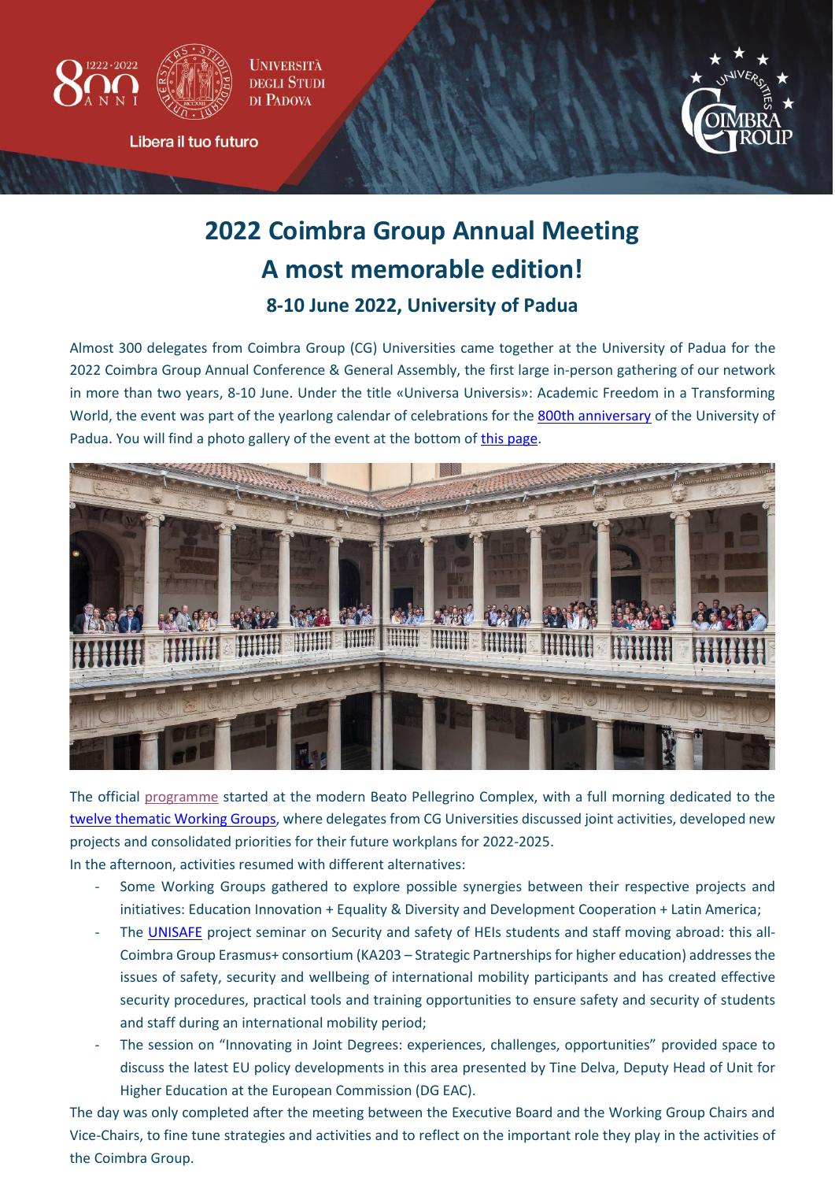# 2022 Coimbra Group Annual Meeting

# A most memorable edition!

### 8-10 June 2022, University of Padua

Almost 300 delegates from Coimbra Group (CG) Universities came together at the University of Padua for the 2022 Coimbra Group Annual Conference & General Assembly, the first large in-person gathering of our network in more than two years, 8-10 June. Under the title «Universa Universis»: Academic Freedom in a Transforming World, the event was part of the yearlong calendar of celebrations for the 800th anniversary of the University of Padua. You will find a photo gallery of the event at the bottom of this page.

The official programme started at the modern Beato Pellegrino Complex, with a full morning dedicated to the twelve thematic Working Groups, where delegates from CG Universities discussed joint activities, developed new projects and consolidated priorities for their future workplans for 2022-2025.

In the afternoon, activities resumed with different alternatives:

- Some Working Groups gathered to explore possible synergies between their respective projects and initiatives: Education Innovation + Equality & Diversity and Development Cooperation + Latin America;
- The UNISAFE project seminar on Security and safety of HEIs students and staff moving abroad: this all-Coimbra Group Erasmus+ consortium (KA203 – Strategic Partnerships for higher education) addresses the issues of safety, security and wellbeing of international mobility participants and has created effective security procedures, practical tools and training opportunities to ensure safety and security of students and staff during an international mobility period;
- The session on "Innovating in Joint Degrees: experiences, challenges, opportunities" provided space to discuss the latest EU policy developments in this area presented by Tine Delva, Deputy Head of Unit for Higher Education at the European Commission (DG EAC).

The day was only completed after the meeting between the Executive Board and the Working Group Chairs and Vice-Chairs, to fine tune strategies and activities and to reflect on the important role they play in the activities of the Coimbra Group.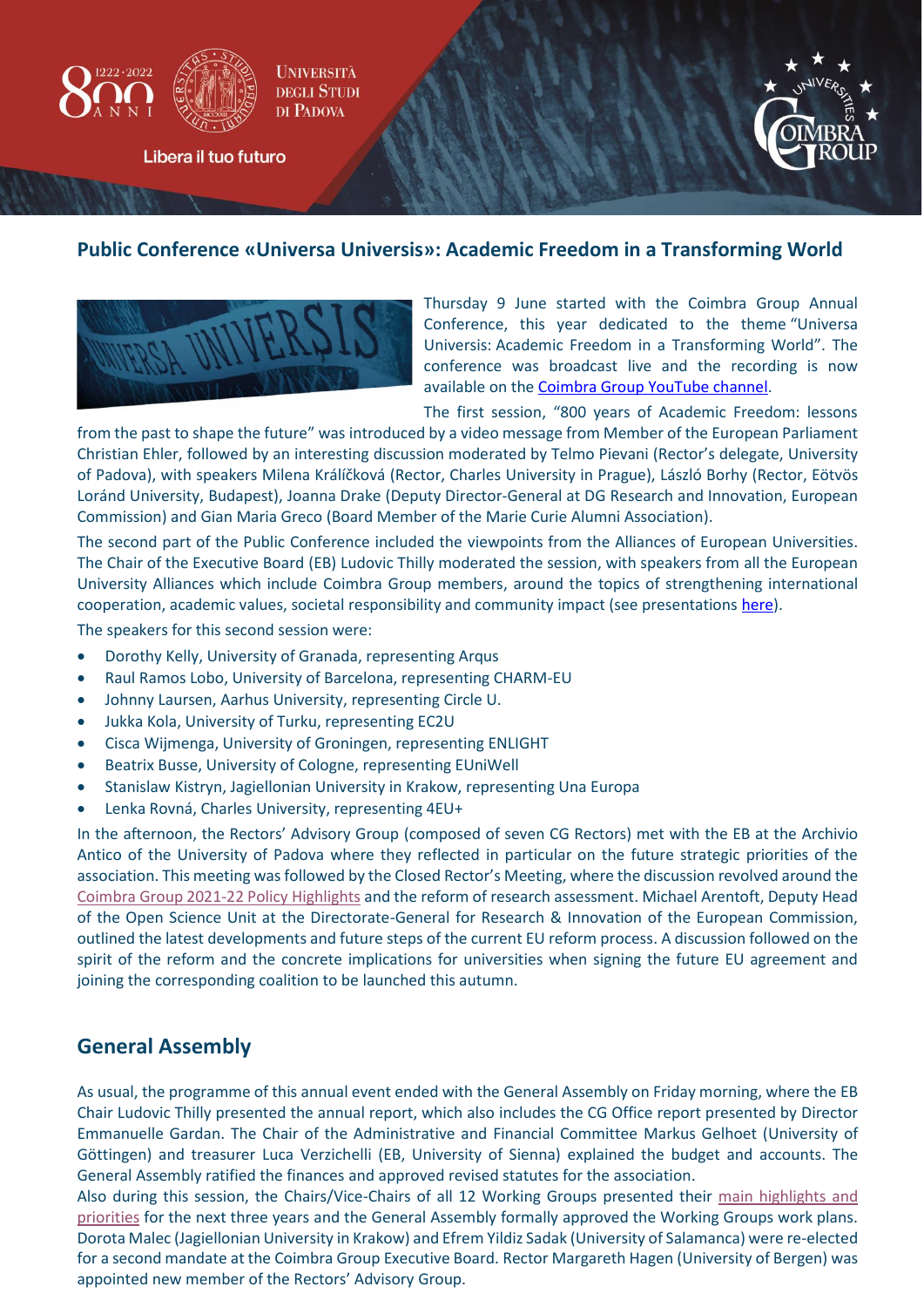## Public Conference «Universa Universis»: Academic Freedom in a Transforming World

Thursday 9 June started with the Coimbra Group Annual Conference, this year dedicated to the theme "Universa Universis: Academic Freedom in a Transforming World". The conference was broadcast live and the recording is now available on the Coimbra Group YouTube channel.

The first session, "800 years of Academic Freedom: lessons from the past to shape the future" was introduced by a video message from Member of the European Parliament Christian Ehler, followed by an interesting discussion moderated by Telmo Pievani (Rector's delegate, University of Padova), with speakers Milena Králíčková (Rector, Charles University in Prague), László Borhy (Rector, Eötvös Loránd University, Budapest), Joanna Drake (Deputy Director-General at DG Research and Innovation, European Commission) and Gian Maria Greco (Board Member of the Marie Curie Alumni Association).

The second part of the Public Conference included the viewpoints from the Alliances of European Universities. The Chair of the Executive Board (EB) Ludovic Thilly moderated the session, with speakers from all the European University Alliances which include Coimbra Group members, around the topics of strengthening international cooperation, academic values, societal responsibility and community impact (see presentations here).

The speakers for this second session were:

- Dorothy Kelly, University of Granada, representing Arqus
- Raul Ramos Lobo, University of Barcelona, representing CHARM-EU
- Johnny Laursen, Aarhus University, representing Circle U.
- Jukka Kola, University of Turku, representing EC2U
- Cisca Wijmenga, University of Groningen, representing ENLIGHT
- Beatrix Busse, University of Cologne, representing EUniWell
- Stanislaw Kistryn, Jagiellonian University in Krakow, representing Una Europa
- Lenka Rovná, Charles University, representing 4EU+

In the afternoon, the Rectors' Advisory Group (composed of seven CG Rectors) met with the EB at the Archivio Antico of the University of Padova where they reflected in particular on the future strategic priorities of the association. This meeting was followed by the Closed Rector's Meeting, where the discussion revolved around the Coimbra Group 2021-22 Policy Highlights and the reform of research assessment. Michael Arentoft, Deputy Head of the Open Science Unit at the Directorate-General for Research & Innovation of the European Commission, outlined the latest developments and future steps of the current EU reform process. A discussion followed on the spirit of the reform and the concrete implications for universities when signing the future EU agreement and joining the corresponding coalition to be launched this autumn.

## General Assembly

As usual, the programme of this annual event ended with the General Assembly on Friday morning, where the EB Chair Ludovic Thilly presented the annual report, which also includes the CG Office report presented by Director Emmanuelle Gardan. The Chair of the Administrative and Financial Committee Markus Gelhoet (University of Göttingen) and treasurer Luca Verzichelli (EB, University of Sienna) explained the budget and accounts. The General Assembly ratified the finances and approved revised statutes for the association.

Also during this session, the Chairs/Vice-Chairs of all 12 Working Groups presented their main highlights and priorities for the next three years and the General Assembly formally approved the Working Groups work plans. Dorota Malec (Jagiellonian University in Krakow) and Efrem Yildiz Sadak (University of Salamanca) were re-elected for a second mandate at the Coimbra Group Executive Board. Rector Margareth Hagen (University of Bergen) was appointed new member of the Rectors' Advisory Group.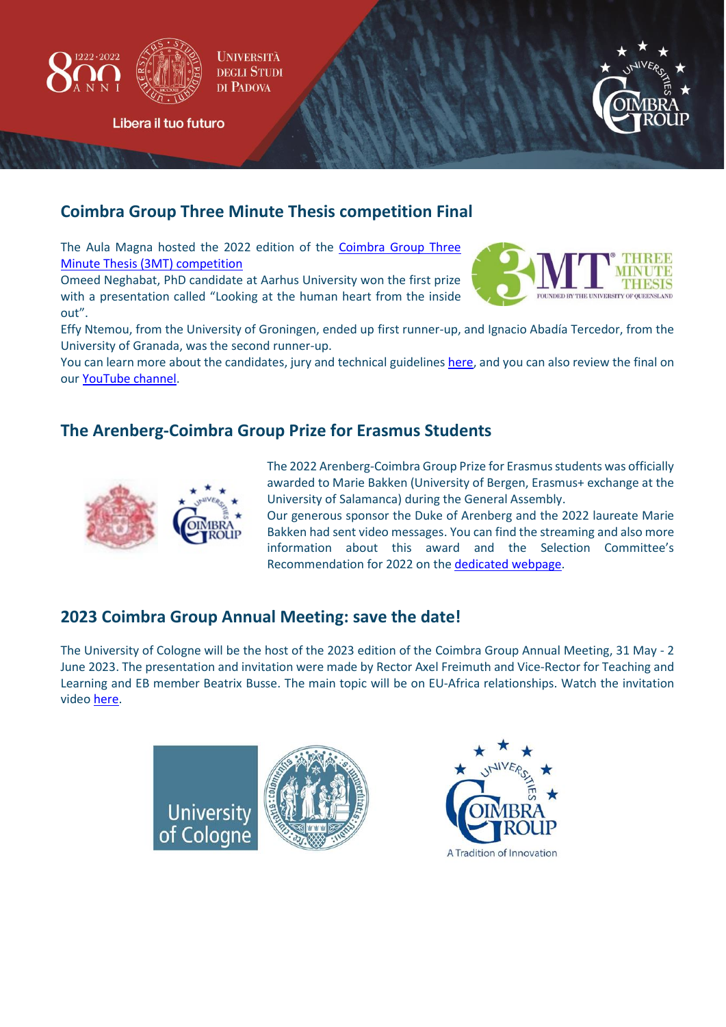## Coimbra Group Three Minute Thesis competition Final

The Aula Magna hosted the 2022 edition of the [Coimbra Group Three Minute Thesis (3MT) competition](#)
Omeed Neghabat, PhD candidate at Aarhus University won the first prize with a presentation called "Looking at the human heart from the inside out".
Effy Ntemou, from the University of Groningen, ended up first runner-up, and Ignacio Abadía Tercedor, from the University of Granada, was the second runner-up.
You can learn more about the candidates, jury and technical guidelines [here](#), and you can also review the final on our [YouTube channel](#).

## The Arenberg-Coimbra Group Prize for Erasmus Students

The 2022 Arenberg-Coimbra Group Prize for Erasmus students was officially awarded to Marie Bakken (University of Bergen, Erasmus+ exchange at the University of Salamanca) during the General Assembly.
Our generous sponsor the Duke of Arenberg and the 2022 laureate Marie Bakken had sent video messages. You can find the streaming and also more information about this award and the Selection Committee's Recommendation for 2022 on the [dedicated webpage](#).

## 2023 Coimbra Group Annual Meeting: save the date!

The University of Cologne will be the host of the 2023 edition of the Coimbra Group Annual Meeting, 31 May - 2 June 2023. The presentation and invitation were made by Rector Axel Freimuth and Vice-Rector for Teaching and Learning and EB member Beatrix Busse. The main topic will be on EU-Africa relationships. Watch the invitation video [here](#).